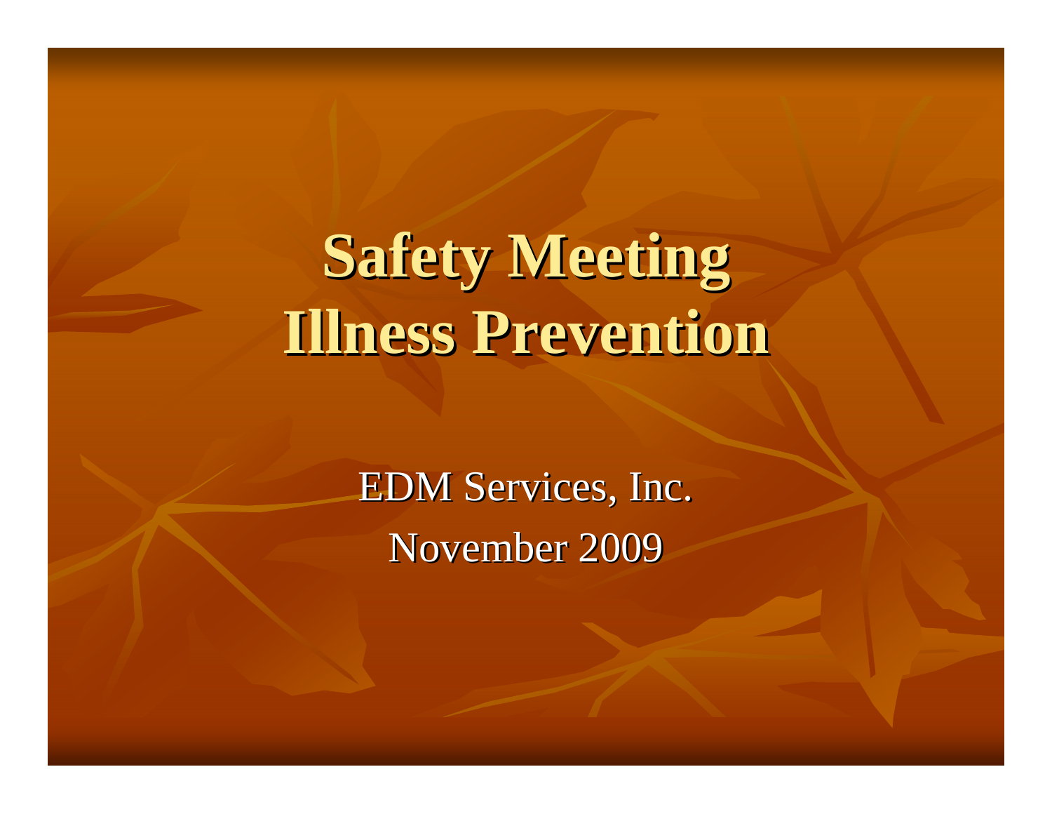# Safety Meeting
# Illness Prevention

EDM Services, Inc.

November 2009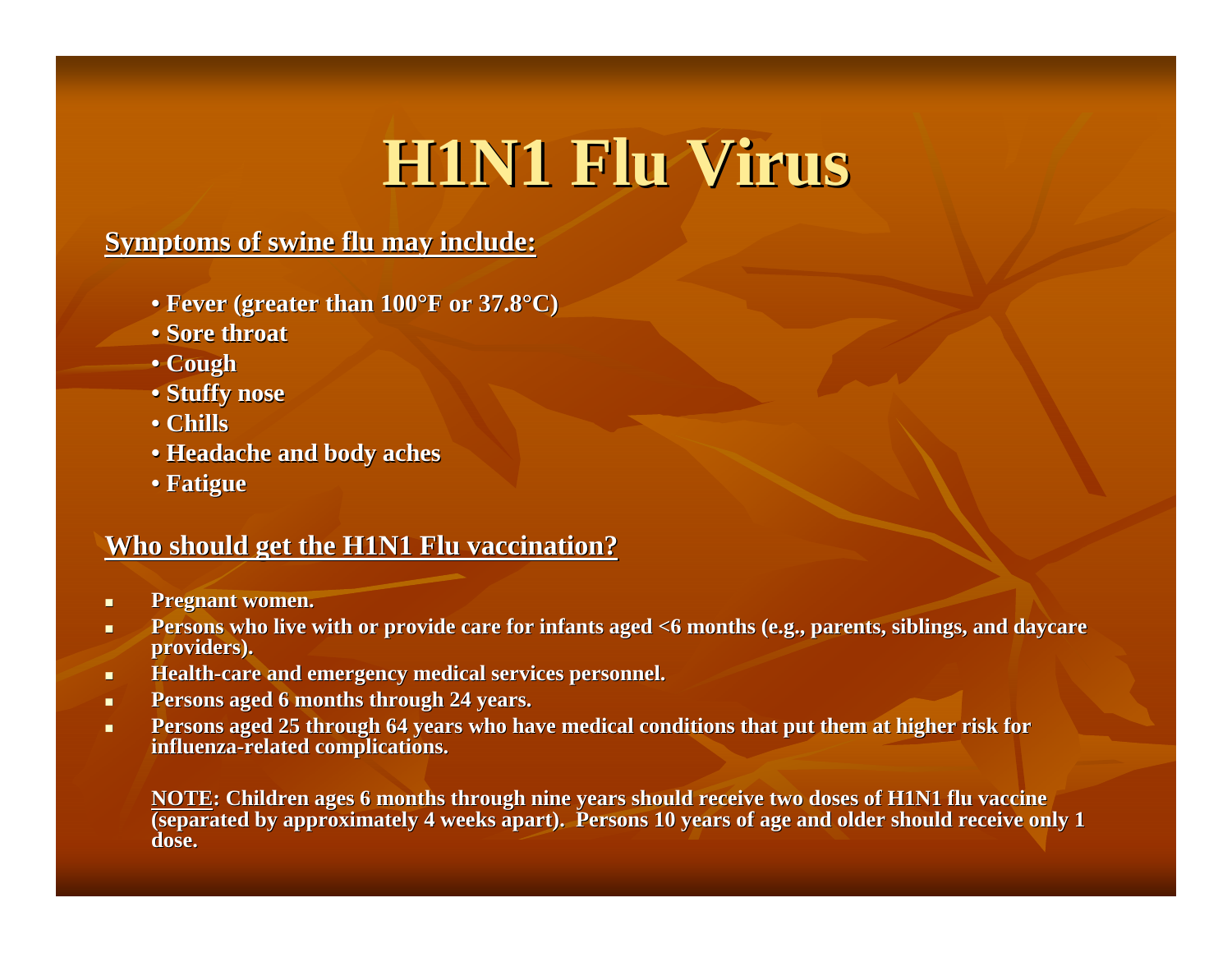# H1N1 Flu Virus

**Symptoms of swine flu may include:**

- **Fever (greater than 100°F or 37.8°C)**
- **Sore throat**
- **Cough**
- **Stuffy nose**
- **Chills**
- **Headache and body aches**
- **Fatigue**

**Who should get the H1N1 Flu vaccination?**

- **Pregnant women.**
- **Persons who live with or provide care for infants aged <6 months (e.g., parents, siblings, and daycare providers).**
- **Health-care and emergency medical services personnel.**
- **Persons aged 6 months through 24 years.**
- **Persons aged 25 through 64 years who have medical conditions that put them at higher risk for influenza-related complications.**

**NOTE: Children ages 6 months through nine years should receive two doses of H1N1 flu vaccine (separated by approximately 4 weeks apart). Persons 10 years of age and older should receive only 1 dose.**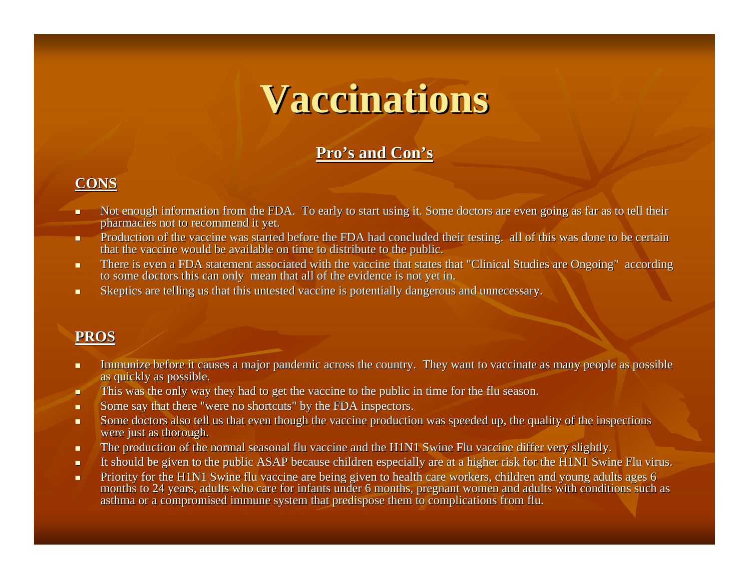# Vaccinations

## Pro's and Con's

### CONS

- Not enough information from the FDA. To early to start using it. Some doctors are even going as far as to tell their pharmacies not to recommend it yet.
- Production of the vaccine was started before the FDA had concluded their testing. all of this was done to be certain that the vaccine would be available on time to distribute to the public.
- There is even a FDA statement associated with the vaccine that states that "Clinical Studies are Ongoing" according to some doctors this can only mean that all of the evidence is not yet in.
- Skeptics are telling us that this untested vaccine is potentially dangerous and unnecessary.

### PROS

- Immunize before it causes a major pandemic across the country. They want to vaccinate as many people as possible as quickly as possible.
- This was the only way they had to get the vaccine to the public in time for the flu season.
- Some say that there "were no shortcuts" by the FDA inspectors.
- Some doctors also tell us that even though the vaccine production was speeded up, the quality of the inspections were just as thorough.
- The production of the normal seasonal flu vaccine and the H1N1 Swine Flu vaccine differ very slightly.
- It should be given to the public ASAP because children especially are at a higher risk for the H1N1 Swine Flu virus.
- Priority for the H1N1 Swine flu vaccine are being given to health care workers, children and young adults ages 6 months to 24 years, adults who care for infants under 6 months, pregnant women and adults with conditions such as asthma or a compromised immune system that predispose them to complications from flu.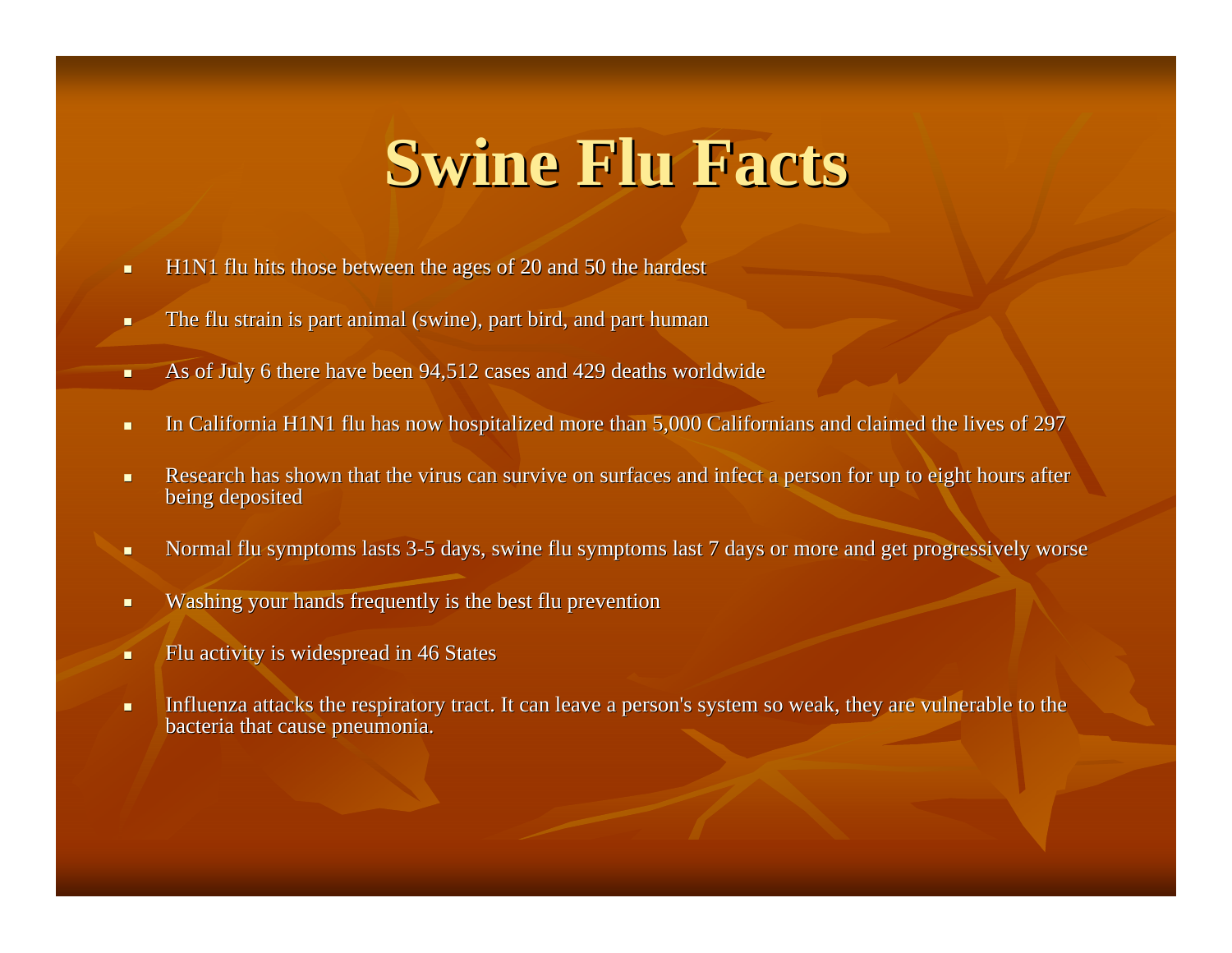# Swine Flu Facts

- H1N1 flu hits those between the ages of 20 and 50 the hardest
- The flu strain is part animal (swine), part bird, and part human
- As of July 6 there have been 94,512 cases and 429 deaths worldwide
- In California H1N1 flu has now hospitalized more than 5,000 Californians and claimed the lives of 297
- Research has shown that the virus can survive on surfaces and infect a person for up to eight hours after being deposited
- Normal flu symptoms lasts 3-5 days, swine flu symptoms last 7 days or more and get progressively worse
- Washing your hands frequently is the best flu prevention
- Flu activity is widespread in 46 States
- Influenza attacks the respiratory tract. It can leave a person's system so weak, they are vulnerable to the bacteria that cause pneumonia.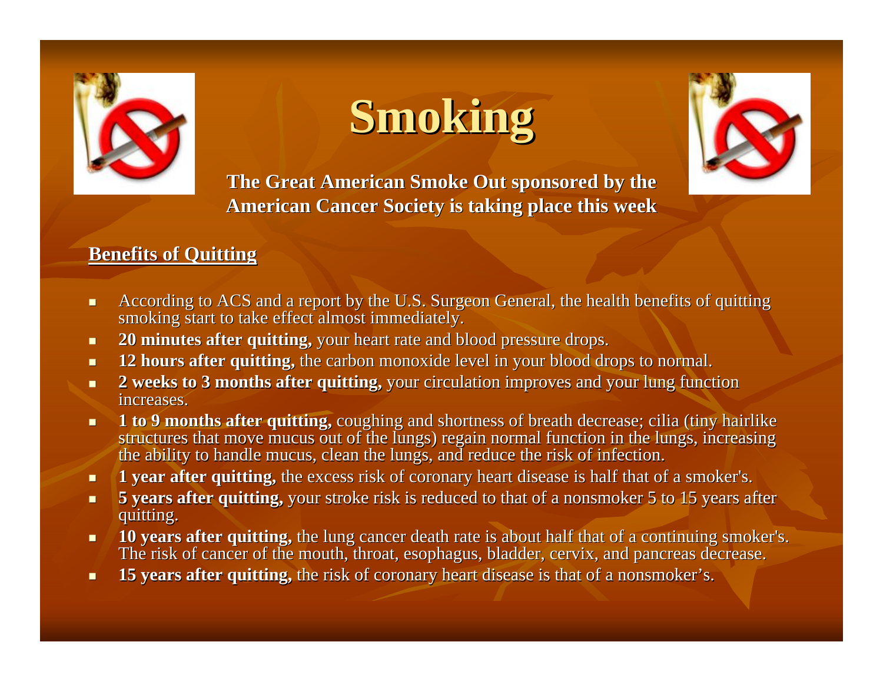# Smoking

**The Great American Smoke Out sponsored by the American Cancer Society is taking place this week**

**Benefits of Quitting**

- According to ACS and a report by the U.S. Surgeon General, the health benefits of quitting smoking start to take effect almost immediately.
- **20 minutes after quitting,** your heart rate and blood pressure drops.
- **12 hours after quitting,** the carbon monoxide level in your blood drops to normal.
- **2 weeks to 3 months after quitting,** your circulation improves and your lung function increases.
- **1 to 9 months after quitting,** coughing and shortness of breath decrease; cilia (tiny hairlike structures that move mucus out of the lungs) regain normal function in the lungs, increasing the ability to handle mucus, clean the lungs, and reduce the risk of infection.
- **1 year after quitting,** the excess risk of coronary heart disease is half that of a smoker's.
- **5 years after quitting,** your stroke risk is reduced to that of a nonsmoker 5 to 15 years after quitting.
- **10 years after quitting,** the lung cancer death rate is about half that of a continuing smoker's. The risk of cancer of the mouth, throat, esophagus, bladder, cervix, and pancreas decrease.
- **15 years after quitting,** the risk of coronary heart disease is that of a nonsmoker's.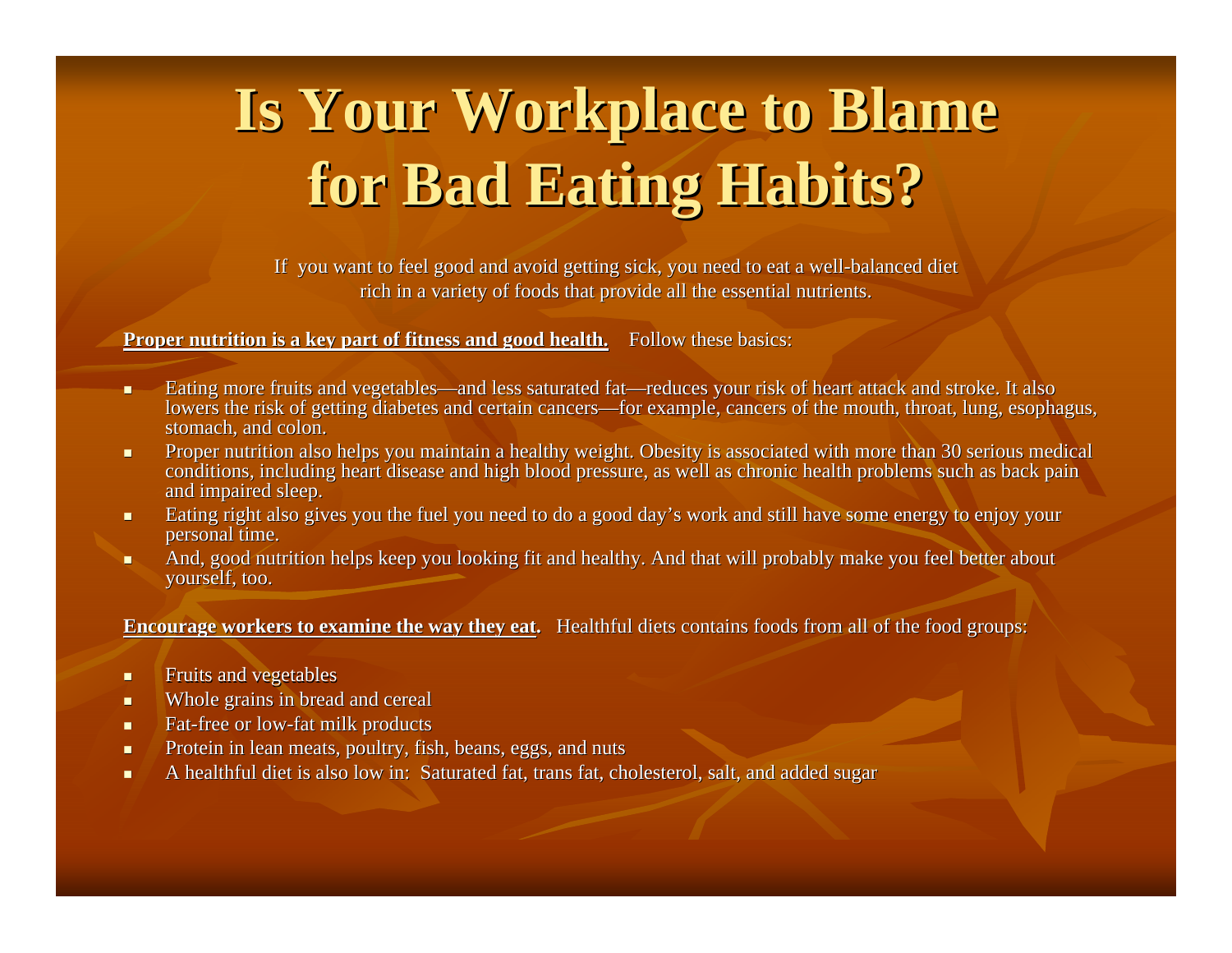# Is Your Workplace to Blame for Bad Eating Habits?

If you want to feel good and avoid getting sick, you need to eat a well-balanced diet rich in a variety of foods that provide all the essential nutrients.

**Proper nutrition is a key part of fitness and good health.** Follow these basics:

- Eating more fruits and vegetables—and less saturated fat—reduces your risk of heart attack and stroke. It also lowers the risk of getting diabetes and certain cancers—for example, cancers of the mouth, throat, lung, esophagus, stomach, and colon.
- Proper nutrition also helps you maintain a healthy weight. Obesity is associated with more than 30 serious medical conditions, including heart disease and high blood pressure, as well as chronic health problems such as back pain and impaired sleep.
- Eating right also gives you the fuel you need to do a good day's work and still have some energy to enjoy your personal time.
- And, good nutrition helps keep you looking fit and healthy. And that will probably make you feel better about yourself, too.

**Encourage workers to examine the way they eat.** Healthful diets contains foods from all of the food groups:

- Fruits and vegetables
- Whole grains in bread and cereal
- Fat-free or low-fat milk products
- Protein in lean meats, poultry, fish, beans, eggs, and nuts
- A healthful diet is also low in: Saturated fat, trans fat, cholesterol, salt, and added sugar